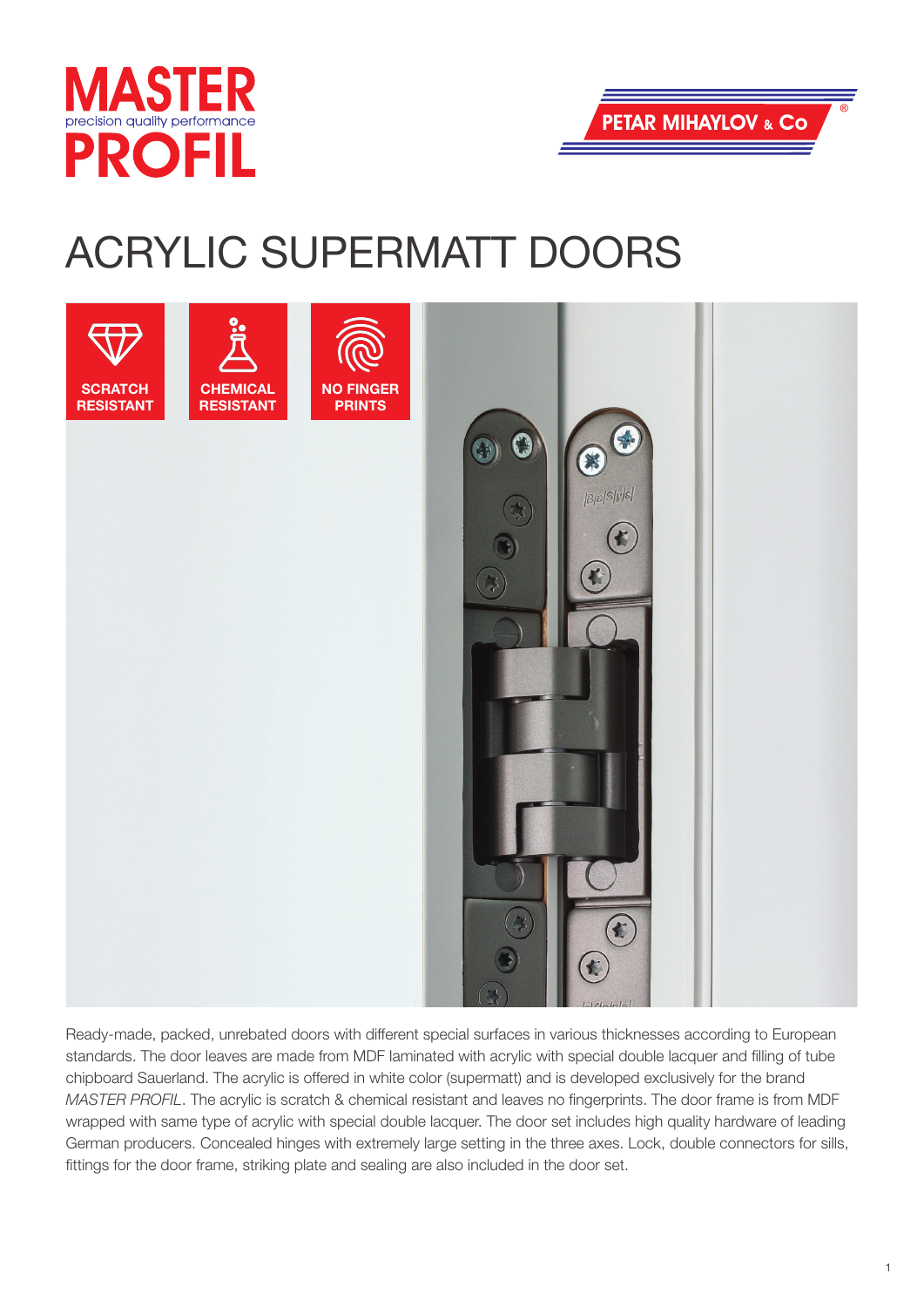MASTER
precision quality performance
PROFIL

PETAR MIHAYLOV & Co

# ACRYLIC SUPERMATT DOORS

**SCRATCH RESISTANT**

**CHEMICAL RESISTANT**

**NO FINGER PRINTS**

Ready-made, packed, unrebated doors with different special surfaces in various thicknesses according to European standards. The door leaves are made from MDF laminated with acrylic with special double lacquer and filling of tube chipboard Sauerland. The acrylic is offered in white color (supermatt) and is developed exclusively for the brand *MASTER PROFIL*. The acrylic is scratch & chemical resistant and leaves no fingerprints. The door frame is from MDF wrapped with same type of acrylic with special double lacquer. The door set includes high quality hardware of leading German producers. Concealed hinges with extremely large setting in the three axes. Lock, double connectors for sills, fittings for the door frame, striking plate and sealing are also included in the door set.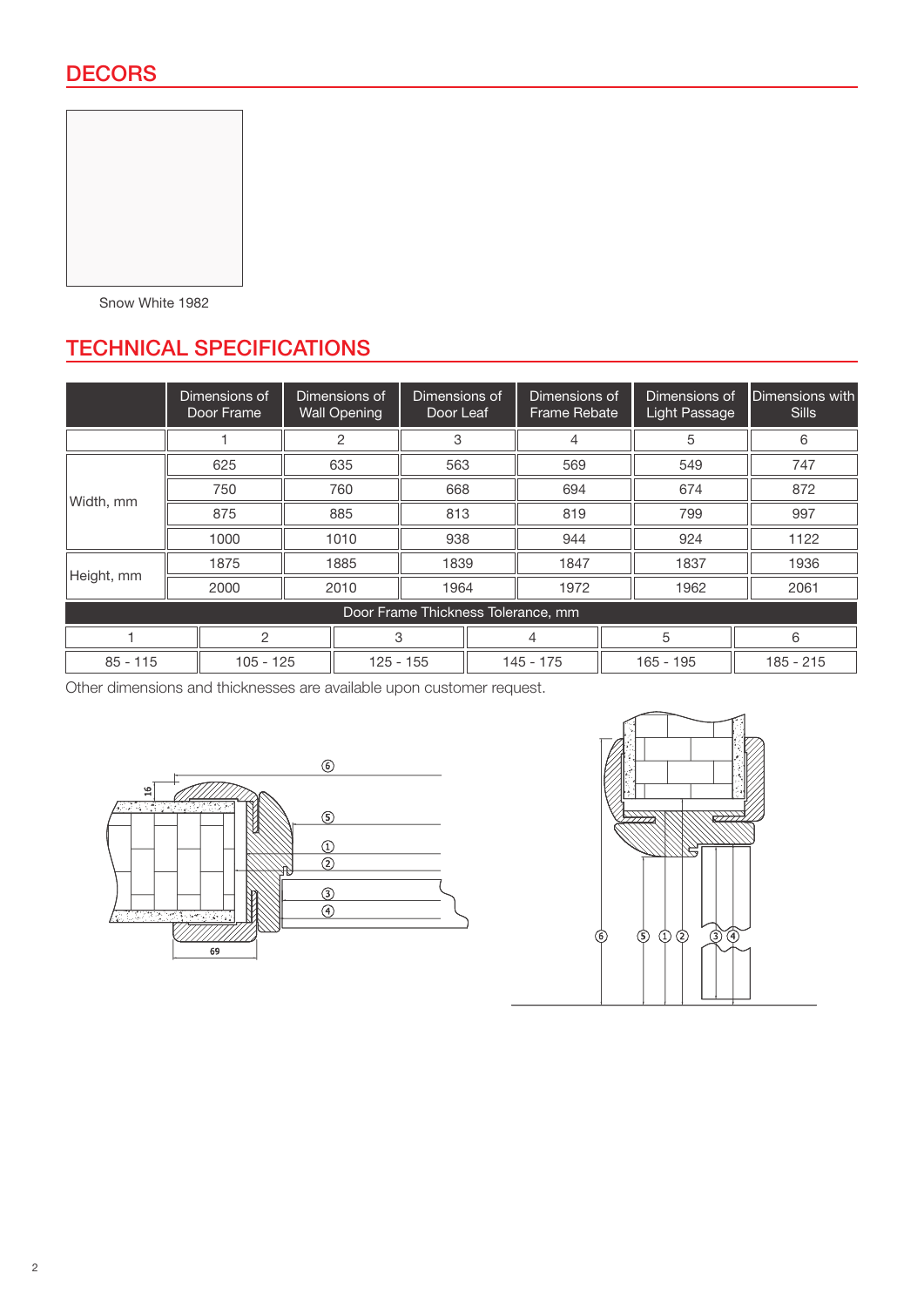## DECORS

Snow White 1982

## TECHNICAL SPECIFICATIONS

| | Dimensions of Door Frame | Dimensions of Wall Opening | Dimensions of Door Leaf | Dimensions of Frame Rebate | Dimensions of Light Passage | Dimensions with Sills |
|---|---|---|---|---|---|---|
| | 1 | 2 | 3 | 4 | 5 | 6 |
| Width, mm | 625 | 635 | 563 | 569 | 549 | 747 |
| | 750 | 760 | 668 | 694 | 674 | 872 |
| | 875 | 885 | 813 | 819 | 799 | 997 |
| | 1000 | 1010 | 938 | 944 | 924 | 1122 |
| Height, mm | 1875 | 1885 | 1839 | 1847 | 1837 | 1936 |
| | 2000 | 2010 | 1964 | 1972 | 1962 | 2061 |

**Door Frame Thickness Tolerance, mm**

| 1 | 2 | 3 | 4 | 5 | 6 |
|---|---|---|---|---|---|
| 85 - 115 | 105 - 125 | 125 - 155 | 145 - 175 | 165 - 195 | 185 - 215 |

Other dimensions and thicknesses are available upon customer request.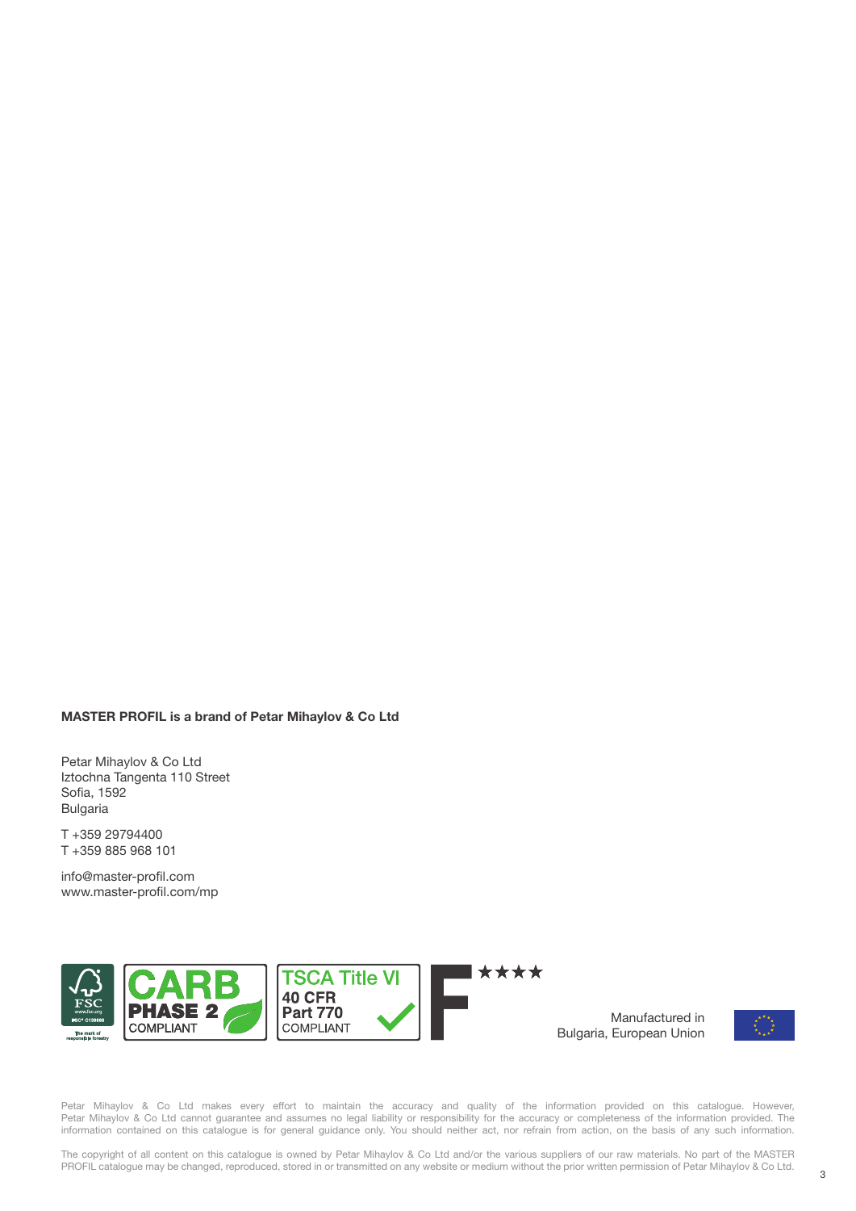**MASTER PROFIL is a brand of Petar Mihaylov & Co Ltd**

Petar Mihaylov & Co Ltd
Iztochna Tangenta 110 Street
Sofia, 1592
Bulgaria

T +359 29794400
T +359 885 968 101

info@master-profil.com
www.master-profil.com/mp

CARB PHASE 2 COMPLIANT

TSCA Title VI 40 CFR Part 770 COMPLIANT

Manufactured in
Bulgaria, European Union

Petar Mihaylov & Co Ltd makes every effort to maintain the accuracy and quality of the information provided on this catalogue. However, Petar Mihaylov & Co Ltd cannot guarantee and assumes no legal liability or responsibility for the accuracy or completeness of the information provided. The information contained on this catalogue is for general guidance only. You should neither act, nor refrain from action, on the basis of any such information.

The copyright of all content on this catalogue is owned by Petar Mihaylov & Co Ltd and/or the various suppliers of our raw materials. No part of the MASTER PROFIL catalogue may be changed, reproduced, stored in or transmitted on any website or medium without the prior written permission of Petar Mihaylov & Co Ltd.